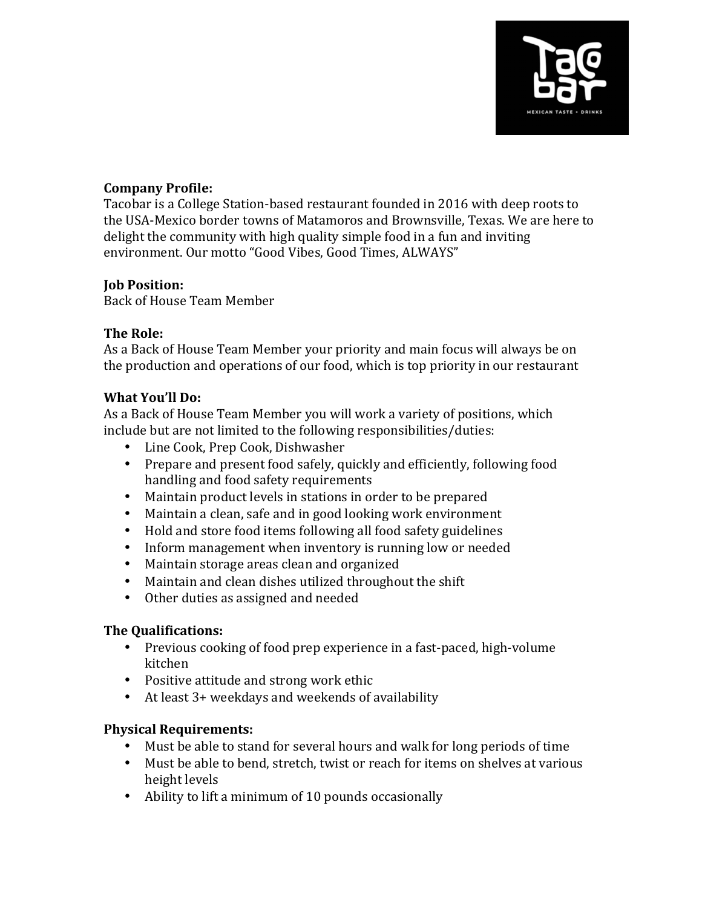**Company Profile:**
Tacobar is a College Station-based restaurant founded in 2016 with deep roots to the USA-Mexico border towns of Matamoros and Brownsville, Texas. We are here to delight the community with high quality simple food in a fun and inviting environment. Our motto "Good Vibes, Good Times, ALWAYS"

**Job Position:**
Back of House Team Member

**The Role:**
As a Back of House Team Member your priority and main focus will always be on the production and operations of our food, which is top priority in our restaurant

**What You'll Do:**
As a Back of House Team Member you will work a variety of positions, which include but are not limited to the following responsibilities/duties:

- Line Cook, Prep Cook, Dishwasher
- Prepare and present food safely, quickly and efficiently, following food handling and food safety requirements
- Maintain product levels in stations in order to be prepared
- Maintain a clean, safe and in good looking work environment
- Hold and store food items following all food safety guidelines
- Inform management when inventory is running low or needed
- Maintain storage areas clean and organized
- Maintain and clean dishes utilized throughout the shift
- Other duties as assigned and needed

**The Qualifications:**

- Previous cooking of food prep experience in a fast-paced, high-volume kitchen
- Positive attitude and strong work ethic
- At least 3+ weekdays and weekends of availability

**Physical Requirements:**

- Must be able to stand for several hours and walk for long periods of time
- Must be able to bend, stretch, twist or reach for items on shelves at various height levels
- Ability to lift a minimum of 10 pounds occasionally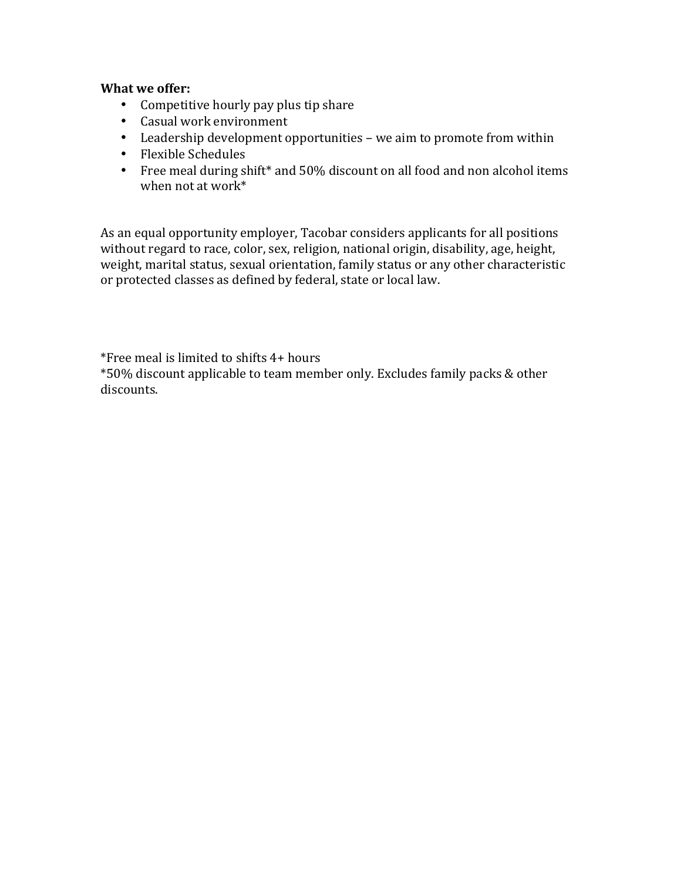**What we offer:**

- Competitive hourly pay plus tip share
- Casual work environment
- Leadership development opportunities – we aim to promote from within
- Flexible Schedules
- Free meal during shift* and 50% discount on all food and non alcohol items when not at work*

As an equal opportunity employer, Tacobar considers applicants for all positions without regard to race, color, sex, religion, national origin, disability, age, height, weight, marital status, sexual orientation, family status or any other characteristic or protected classes as defined by federal, state or local law.

*Free meal is limited to shifts 4+ hours
*50% discount applicable to team member only. Excludes family packs & other discounts.